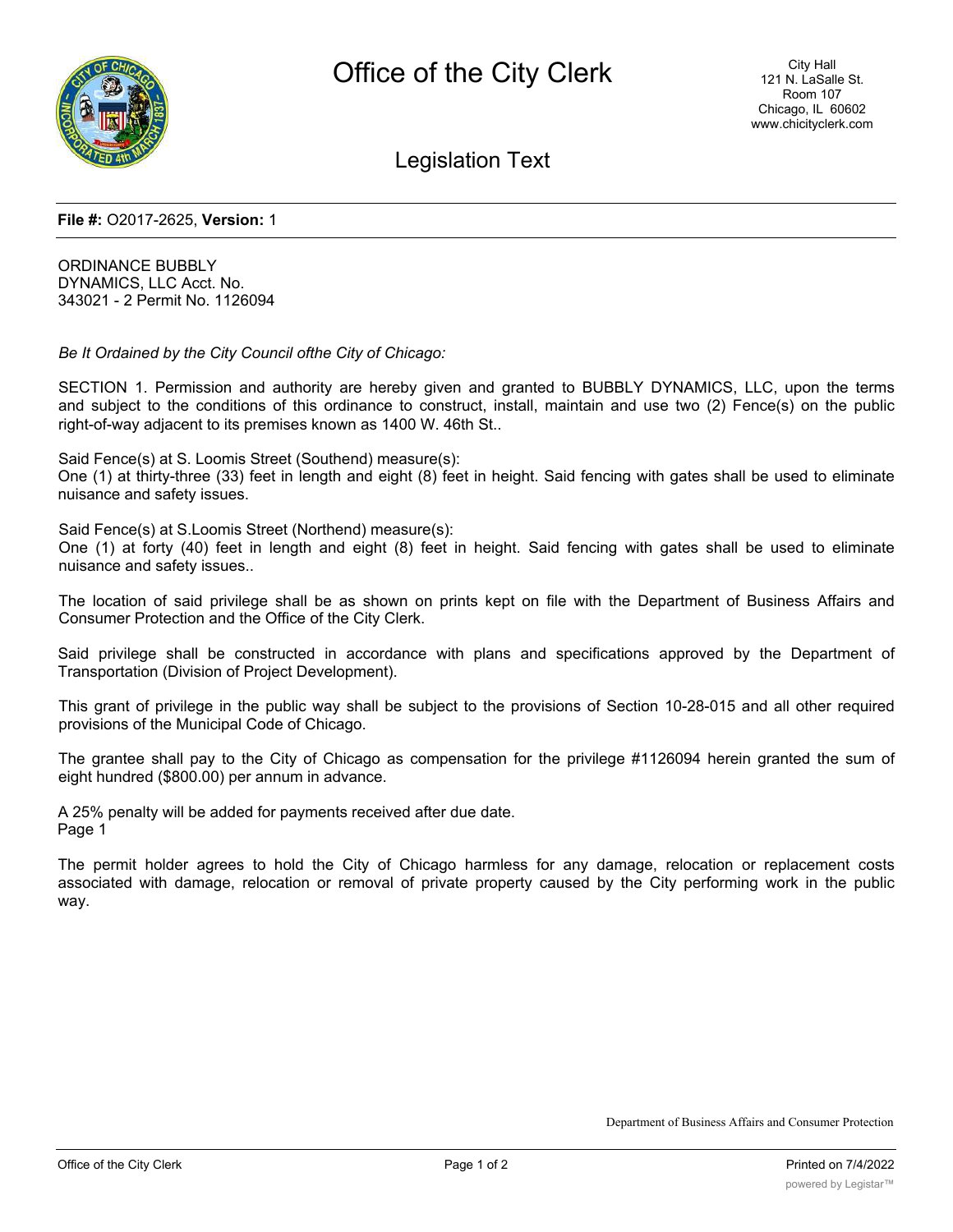# Office of the City Clerk

City Hall
121 N. LaSalle St.
Room 107
Chicago, IL 60602
www.chicityclerk.com

## Legislation Text

**File #:** O2017-2625, **Version:** 1

ORDINANCE BUBBLY
DYNAMICS, LLC Acct. No.
343021 - 2 Permit No. 1126094

*Be It Ordained by the City Council ofthe City of Chicago:*

SECTION 1. Permission and authority are hereby given and granted to BUBBLY DYNAMICS, LLC, upon the terms and subject to the conditions of this ordinance to construct, install, maintain and use two (2) Fence(s) on the public right-of-way adjacent to its premises known as 1400 W. 46th St..

Said Fence(s) at S. Loomis Street (Southend) measure(s):
One (1) at thirty-three (33) feet in length and eight (8) feet in height. Said fencing with gates shall be used to eliminate nuisance and safety issues.

Said Fence(s) at S.Loomis Street (Northend) measure(s):
One (1) at forty (40) feet in length and eight (8) feet in height. Said fencing with gates shall be used to eliminate nuisance and safety issues..

The location of said privilege shall be as shown on prints kept on file with the Department of Business Affairs and Consumer Protection and the Office of the City Clerk.

Said privilege shall be constructed in accordance with plans and specifications approved by the Department of Transportation (Division of Project Development).

This grant of privilege in the public way shall be subject to the provisions of Section 10-28-015 and all other required provisions of the Municipal Code of Chicago.

The grantee shall pay to the City of Chicago as compensation for the privilege #1126094 herein granted the sum of eight hundred ($800.00) per annum in advance.

A 25% penalty will be added for payments received after due date.
Page 1

The permit holder agrees to hold the City of Chicago harmless for any damage, relocation or replacement costs associated with damage, relocation or removal of private property caused by the City performing work in the public way.

Department of Business Affairs and Consumer Protection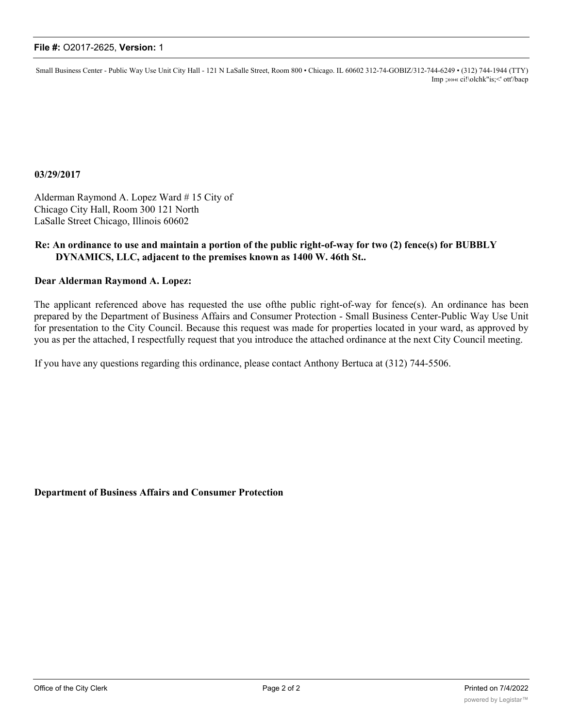Small Business Center - Public Way Use Unit City Hall - 121 N LaSalle Street, Room 800 • Chicago. IL 60602 312-74-GOBIZ/312-744-6249 • (312) 744-1944 (TTY) Imp ;»»« ci!\olchk"is;<' ott'/bacp

**03/29/2017**

Alderman Raymond A. Lopez Ward # 15 City of Chicago City Hall, Room 300 121 North LaSalle Street Chicago, Illinois 60602

**Re: An ordinance to use and maintain a portion of the public right-of-way for two (2) fence(s) for BUBBLY DYNAMICS, LLC, adjacent to the premises known as 1400 W. 46th St..**

**Dear Alderman Raymond A. Lopez:**

The applicant referenced above has requested the use ofthe public right-of-way for fence(s). An ordinance has been prepared by the Department of Business Affairs and Consumer Protection - Small Business Center-Public Way Use Unit for presentation to the City Council. Because this request was made for properties located in your ward, as approved by you as per the attached, I respectfully request that you introduce the attached ordinance at the next City Council meeting.

If you have any questions regarding this ordinance, please contact Anthony Bertuca at (312) 744-5506.

**Department of Business Affairs and Consumer Protection**